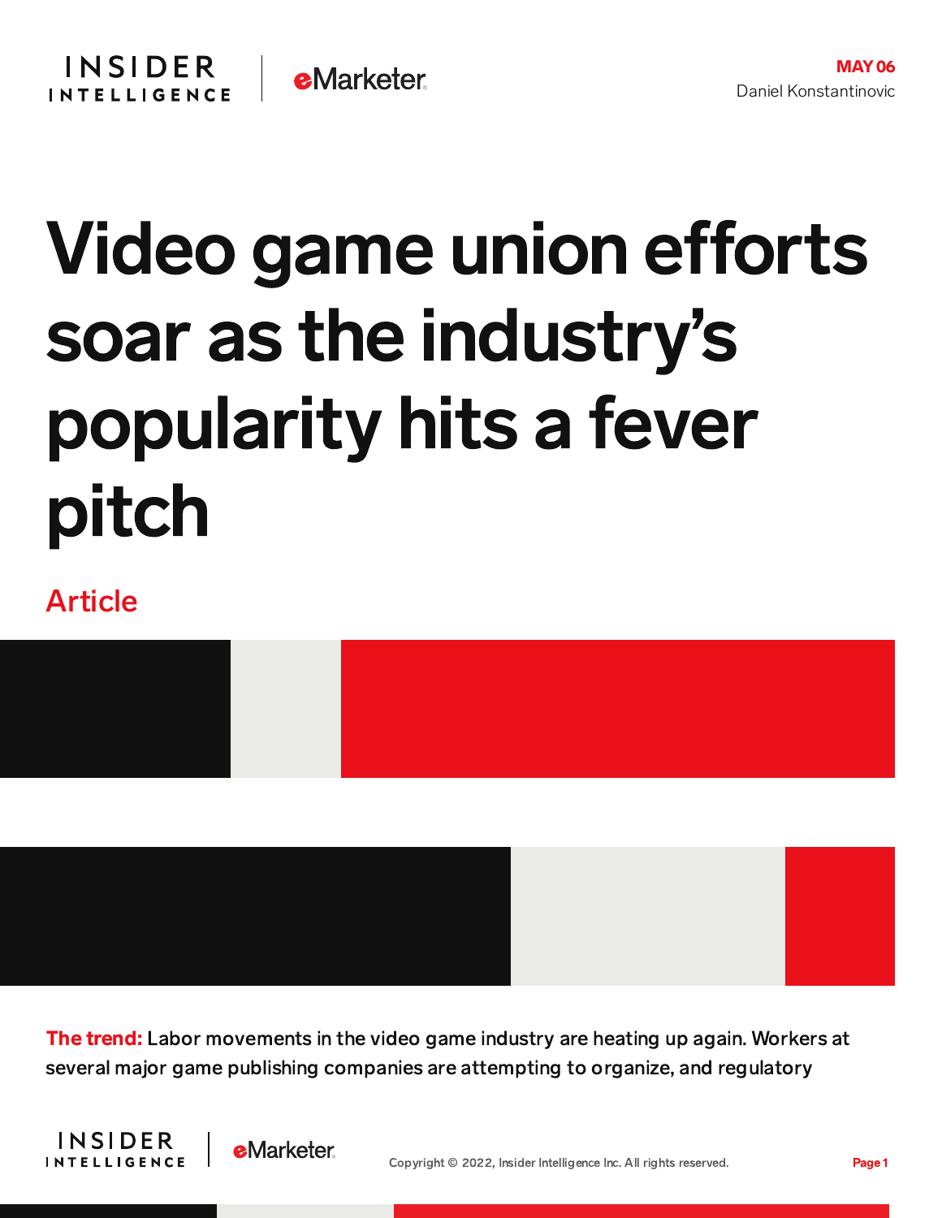MAY 06
Daniel Konstantinovic

# Video game union efforts soar as the industry's popularity hits a fever pitch

Article

**The trend:** Labor movements in the video game industry are heating up again. Workers at several major game publishing companies are attempting to organize, and regulatory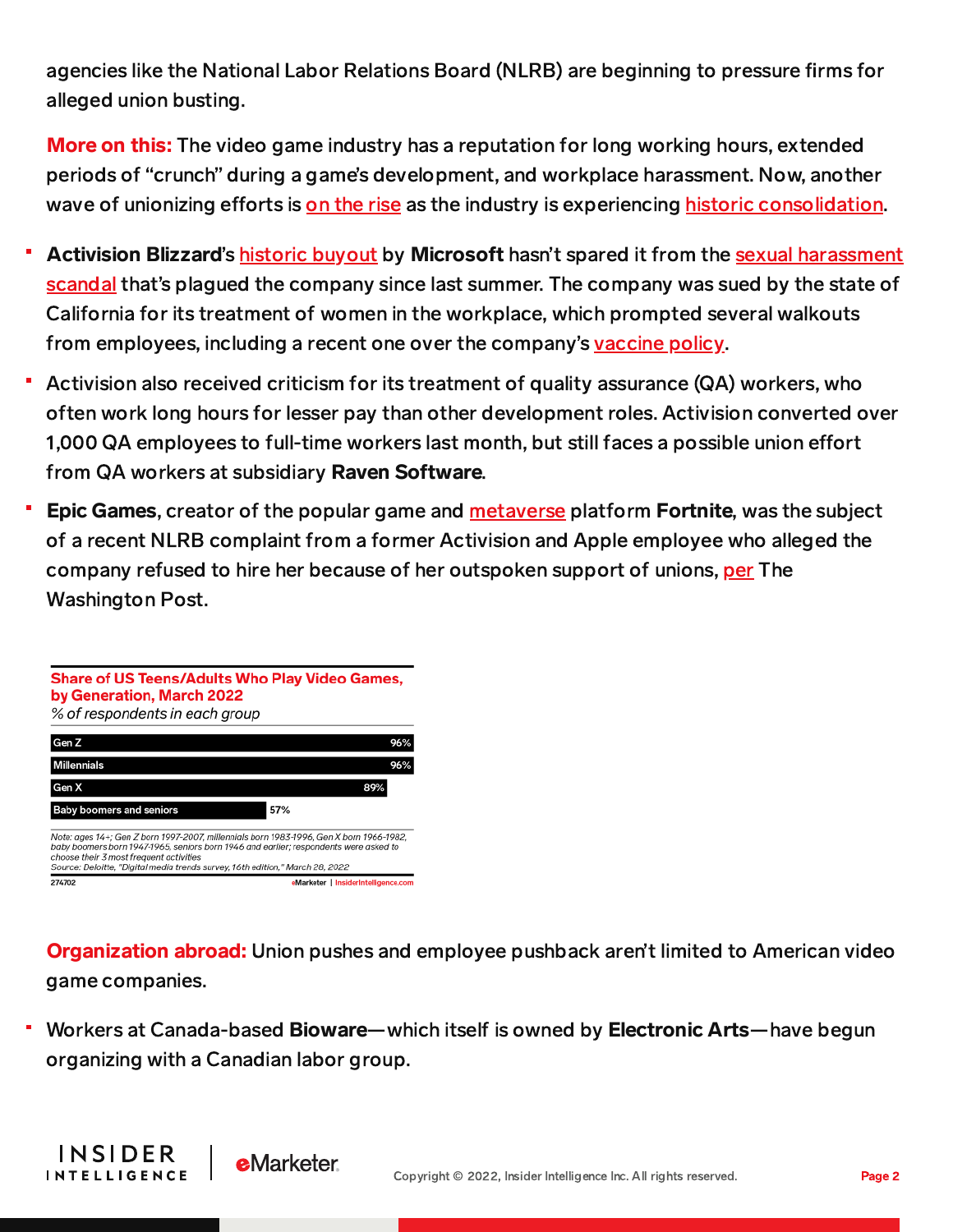agencies like the National Labor Relations Board (NLRB) are beginning to pressure firms for alleged union busting.

**More on this:** The video game industry has a reputation for long working hours, extended periods of "crunch" during a game's development, and workplace harassment. Now, another wave of unionizing efforts is on the rise as the industry is experiencing historic consolidation.

- **Activision Blizzard**'s historic buyout by **Microsoft** hasn't spared it from the sexual harassment scandal that's plagued the company since last summer. The company was sued by the state of California for its treatment of women in the workplace, which prompted several walkouts from employees, including a recent one over the company's vaccine policy.
- Activision also received criticism for its treatment of quality assurance (QA) workers, who often work long hours for lesser pay than other development roles. Activision converted over 1,000 QA employees to full-time workers last month, but still faces a possible union effort from QA workers at subsidiary **Raven Software**.
- **Epic Games**, creator of the popular game and metaverse platform **Fortnite**, was the subject of a recent NLRB complaint from a former Activision and Apple employee who alleged the company refused to hire her because of her outspoken support of unions, per The Washington Post.

**Share of US Teens/Adults Who Play Video Games, by Generation, March 2022**
*% of respondents in each group*

| Generation | % |
|---|---|
| Gen Z | 96% |
| Millennials | 96% |
| Gen X | 89% |
| Baby boomers and seniors | 57% |

*Note: ages 14+; Gen Z born 1997-2007, millennials born 1983-1996, Gen X born 1966-1982, baby boomers born 1947-1965, seniors born 1946 and earlier; respondents were asked to choose their 3 most frequent activities*
*Source: Deloitte, "Digital media trends survey, 16th edition," March 28, 2022*

274702 eMarketer | InsiderIntelligence.com

**Organization abroad:** Union pushes and employee pushback aren't limited to American video game companies.

- Workers at Canada-based **Bioware**—which itself is owned by **Electronic Arts**—have begun organizing with a Canadian labor group.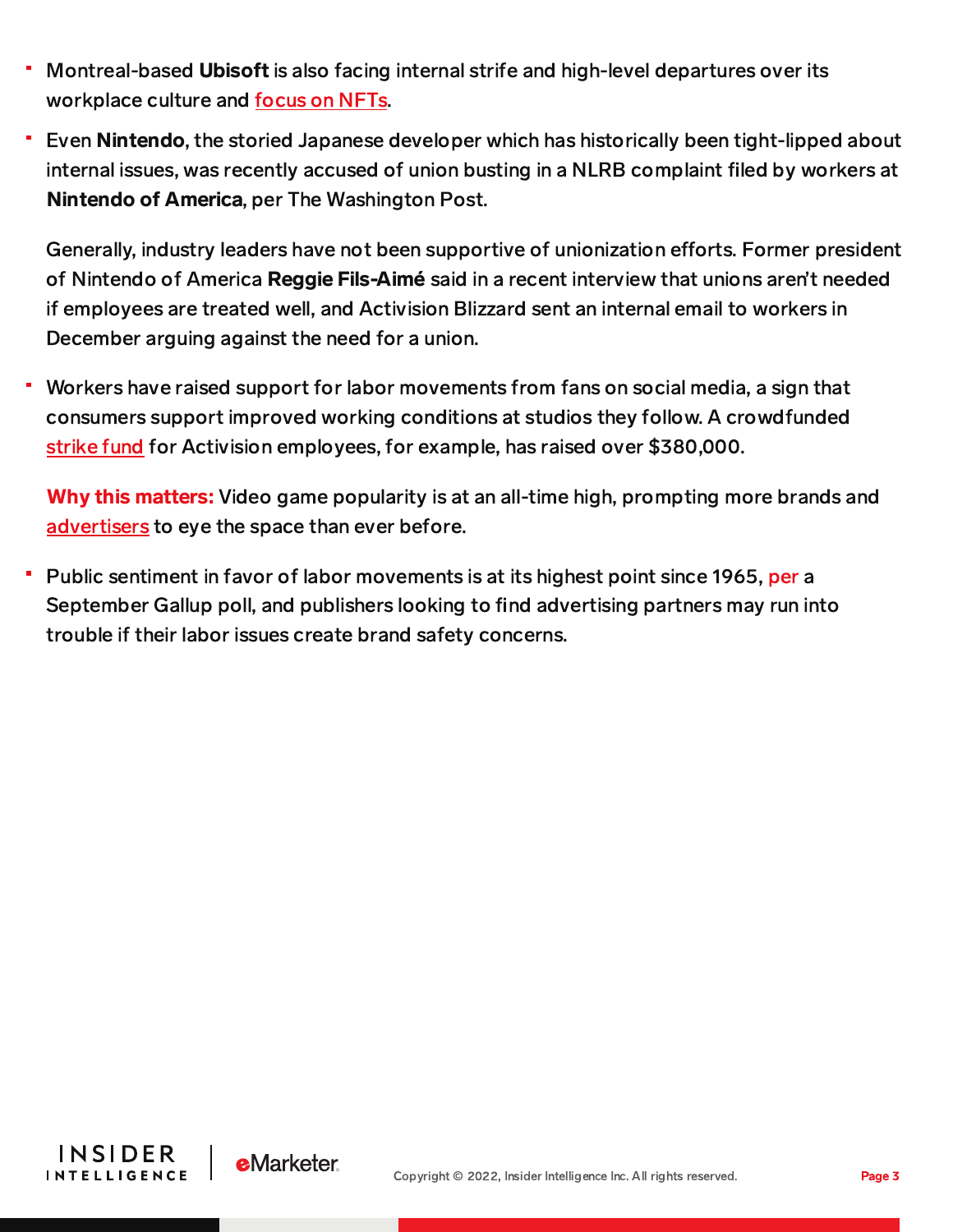- Montreal-based **Ubisoft** is also facing internal strife and high-level departures over its workplace culture and focus on NFTs.
- Even **Nintendo**, the storied Japanese developer which has historically been tight-lipped about internal issues, was recently accused of union busting in a NLRB complaint filed by workers at **Nintendo of America**, per The Washington Post.

  Generally, industry leaders have not been supportive of unionization efforts. Former president of Nintendo of America **Reggie Fils-Aimé** said in a recent interview that unions aren't needed if employees are treated well, and Activision Blizzard sent an internal email to workers in December arguing against the need for a union.

- Workers have raised support for labor movements from fans on social media, a sign that consumers support improved working conditions at studios they follow. A crowdfunded strike fund for Activision employees, for example, has raised over $380,000.

  **Why this matters:** Video game popularity is at an all-time high, prompting more brands and advertisers to eye the space than ever before.

- Public sentiment in favor of labor movements is at its highest point since 1965, per a September Gallup poll, and publishers looking to find advertising partners may run into trouble if their labor issues create brand safety concerns.